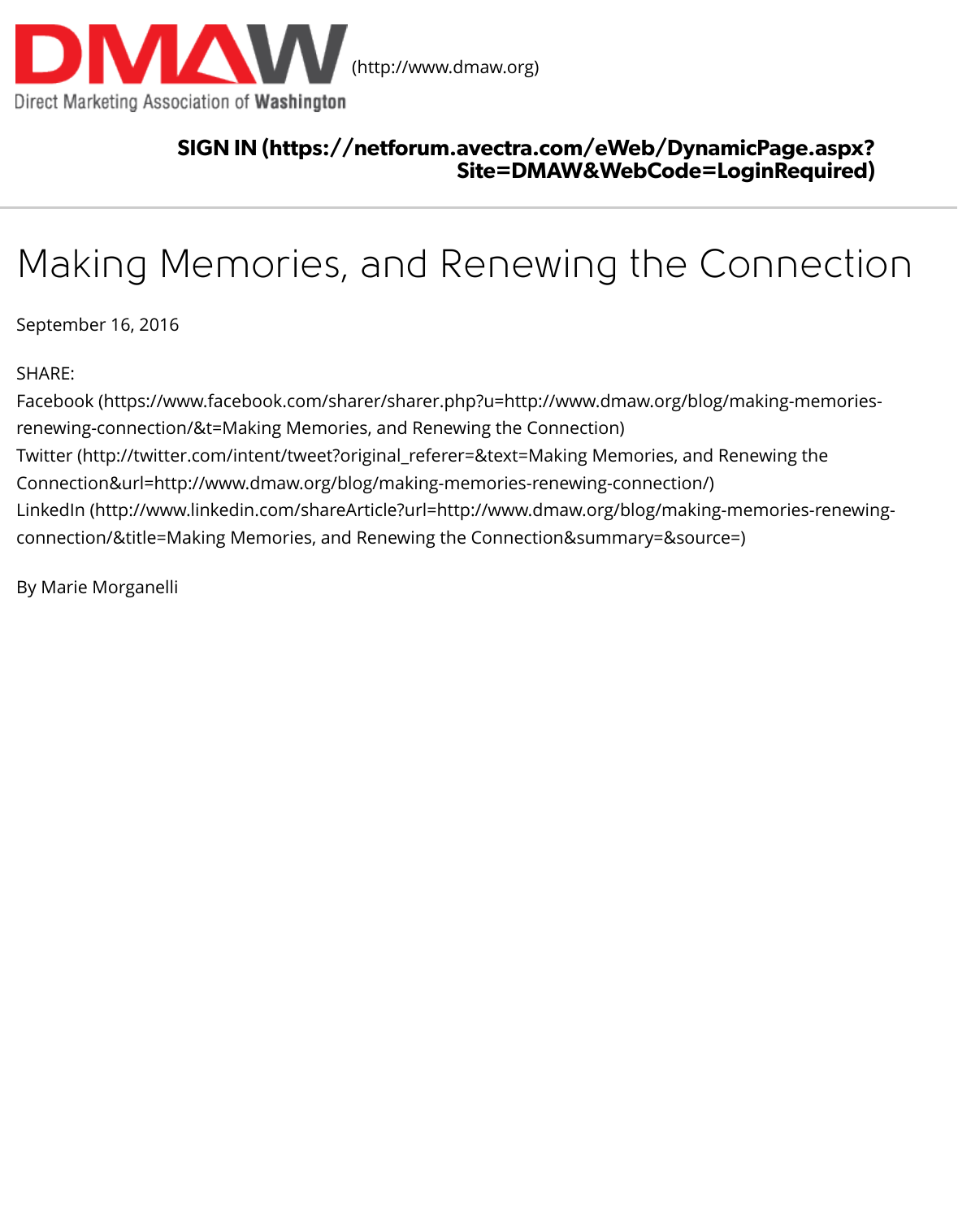DMAW (http://www.dmaw.org)

Direct Marketing Association of **Washington**

**SIGN IN (https://netforum.avectra.com/eWeb/DynamicPage.aspx?Site=DMAW&WebCode=LoginRequired)**

# Making Memories, and Renewing the Connection

September 16, 2016

SHARE:

Facebook (https://www.facebook.com/sharer/sharer.php?u=http://www.dmaw.org/blog/making-memories-renewing-connection/&t=Making Memories, and Renewing the Connection)
Twitter (http://twitter.com/intent/tweet?original_referer=&text=Making Memories, and Renewing the Connection&url=http://www.dmaw.org/blog/making-memories-renewing-connection/)
LinkedIn (http://www.linkedin.com/shareArticle?url=http://www.dmaw.org/blog/making-memories-renewing-connection/&title=Making Memories, and Renewing the Connection&summary=&source=)

By Marie Morganelli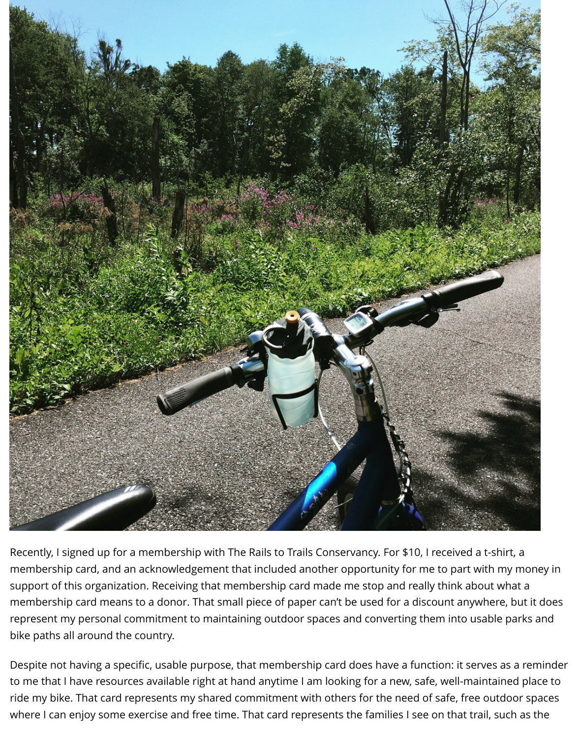Recently, I signed up for a membership with The Rails to Trails Conservancy. For $10, I received a t-shirt, a membership card, and an acknowledgement that included another opportunity for me to part with my money in support of this organization. Receiving that membership card made me stop and really think about what a membership card means to a donor. That small piece of paper can't be used for a discount anywhere, but it does represent my personal commitment to maintaining outdoor spaces and converting them into usable parks and bike paths all around the country.

Despite not having a specific, usable purpose, that membership card does have a function: it serves as a reminder to me that I have resources available right at hand anytime I am looking for a new, safe, well-maintained place to ride my bike. That card represents my shared commitment with others for the need of safe, free outdoor spaces where I can enjoy some exercise and free time. That card represents the families I see on that trail, such as the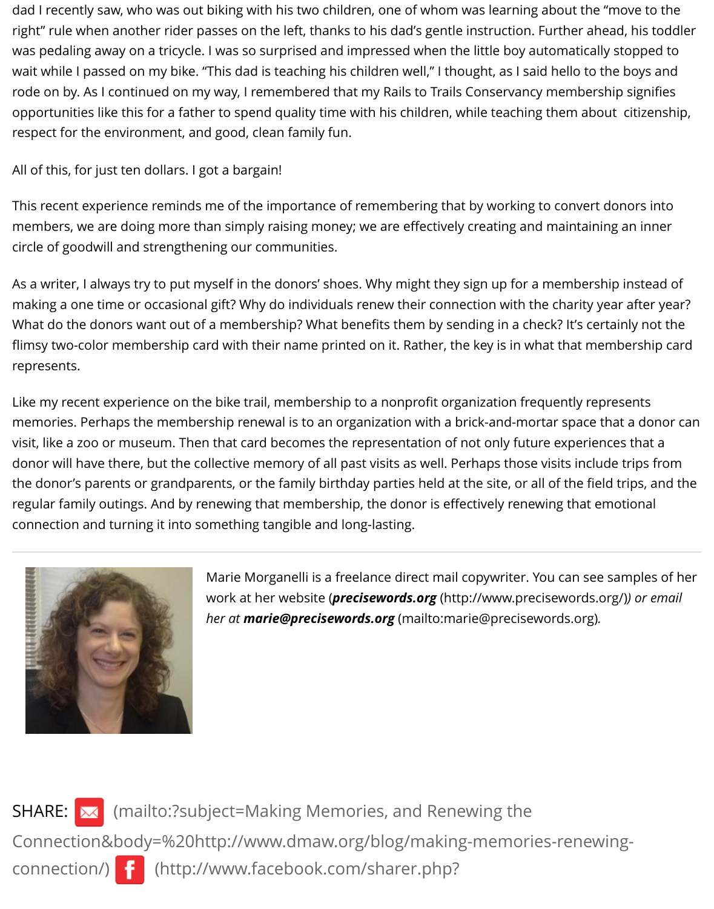dad I recently saw, who was out biking with his two children, one of whom was learning about the "move to the right" rule when another rider passes on the left, thanks to his dad's gentle instruction. Further ahead, his toddler was pedaling away on a tricycle. I was so surprised and impressed when the little boy automatically stopped to wait while I passed on my bike. "This dad is teaching his children well," I thought, as I said hello to the boys and rode on by. As I continued on my way, I remembered that my Rails to Trails Conservancy membership signifies opportunities like this for a father to spend quality time with his children, while teaching them about citizenship, respect for the environment, and good, clean family fun.

All of this, for just ten dollars. I got a bargain!

This recent experience reminds me of the importance of remembering that by working to convert donors into members, we are doing more than simply raising money; we are effectively creating and maintaining an inner circle of goodwill and strengthening our communities.

As a writer, I always try to put myself in the donors' shoes. Why might they sign up for a membership instead of making a one time or occasional gift? Why do individuals renew their connection with the charity year after year? What do the donors want out of a membership? What benefits them by sending in a check? It's certainly not the flimsy two-color membership card with their name printed on it. Rather, the key is in what that membership card represents.

Like my recent experience on the bike trail, membership to a nonprofit organization frequently represents memories. Perhaps the membership renewal is to an organization with a brick-and-mortar space that a donor can visit, like a zoo or museum. Then that card becomes the representation of not only future experiences that a donor will have there, but the collective memory of all past visits as well. Perhaps those visits include trips from the donor's parents or grandparents, or the family birthday parties held at the site, or all of the field trips, and the regular family outings. And by renewing that membership, the donor is effectively renewing that emotional connection and turning it into something tangible and long-lasting.

---

Marie Morganelli is a freelance direct mail copywriter. You can see samples of her work at her website (***precisewords.org*** (http://www.precisewords.org/)) *or email her at* ***marie@precisewords.org*** (mailto:marie@precisewords.org).

SHARE: (mailto:?subject=Making Memories, and Renewing the Connection&body=%20http://www.dmaw.org/blog/making-memories-renewing-connection/) (http://www.facebook.com/sharer.php?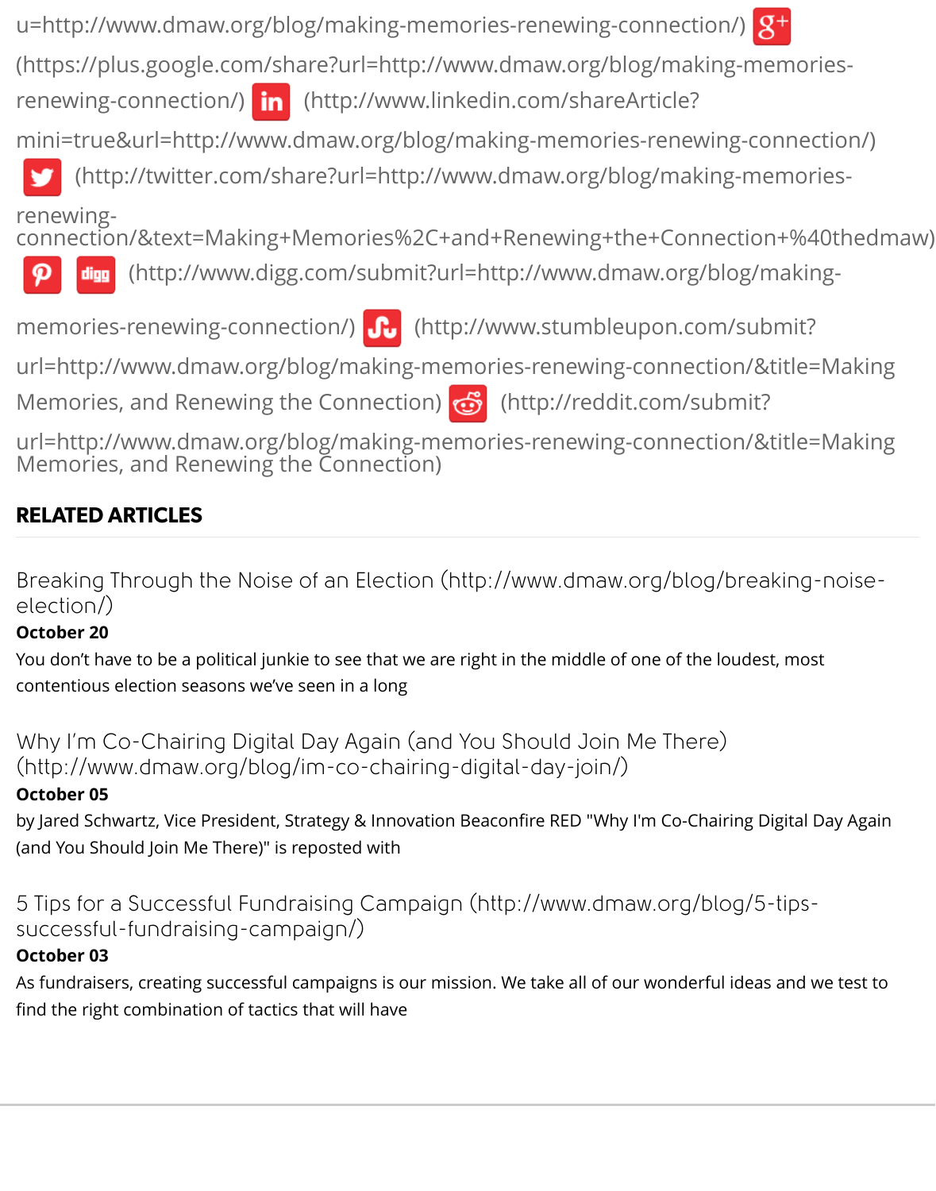u=http://www.dmaw.org/blog/making-memories-renewing-connection/) (https://plus.google.com/share?url=http://www.dmaw.org/blog/making-memories-renewing-connection/) (http://www.linkedin.com/shareArticle?mini=true&url=http://www.dmaw.org/blog/making-memories-renewing-connection/) (http://twitter.com/share?url=http://www.dmaw.org/blog/making-memories-renewing-connection/&text=Making+Memories%2C+and+Renewing+the+Connection+%40thedmaw) (http://www.digg.com/submit?url=http://www.dmaw.org/blog/making-memories-renewing-connection/) (http://www.stumbleupon.com/submit?url=http://www.dmaw.org/blog/making-memories-renewing-connection/&title=Making Memories, and Renewing the Connection) (http://reddit.com/submit?url=http://www.dmaw.org/blog/making-memories-renewing-connection/&title=Making Memories, and Renewing the Connection)

## RELATED ARTICLES

Breaking Through the Noise of an Election (http://www.dmaw.org/blog/breaking-noise-election/)

**October 20**

You don't have to be a political junkie to see that we are right in the middle of one of the loudest, most contentious election seasons we've seen in a long

Why I'm Co-Chairing Digital Day Again (and You Should Join Me There) (http://www.dmaw.org/blog/im-co-chairing-digital-day-join/)

**October 05**

by Jared Schwartz, Vice President, Strategy & Innovation Beaconfire RED "Why I'm Co-Chairing Digital Day Again (and You Should Join Me There)" is reposted with

5 Tips for a Successful Fundraising Campaign (http://www.dmaw.org/blog/5-tips-successful-fundraising-campaign/)

**October 03**

As fundraisers, creating successful campaigns is our mission. We take all of our wonderful ideas and we test to find the right combination of tactics that will have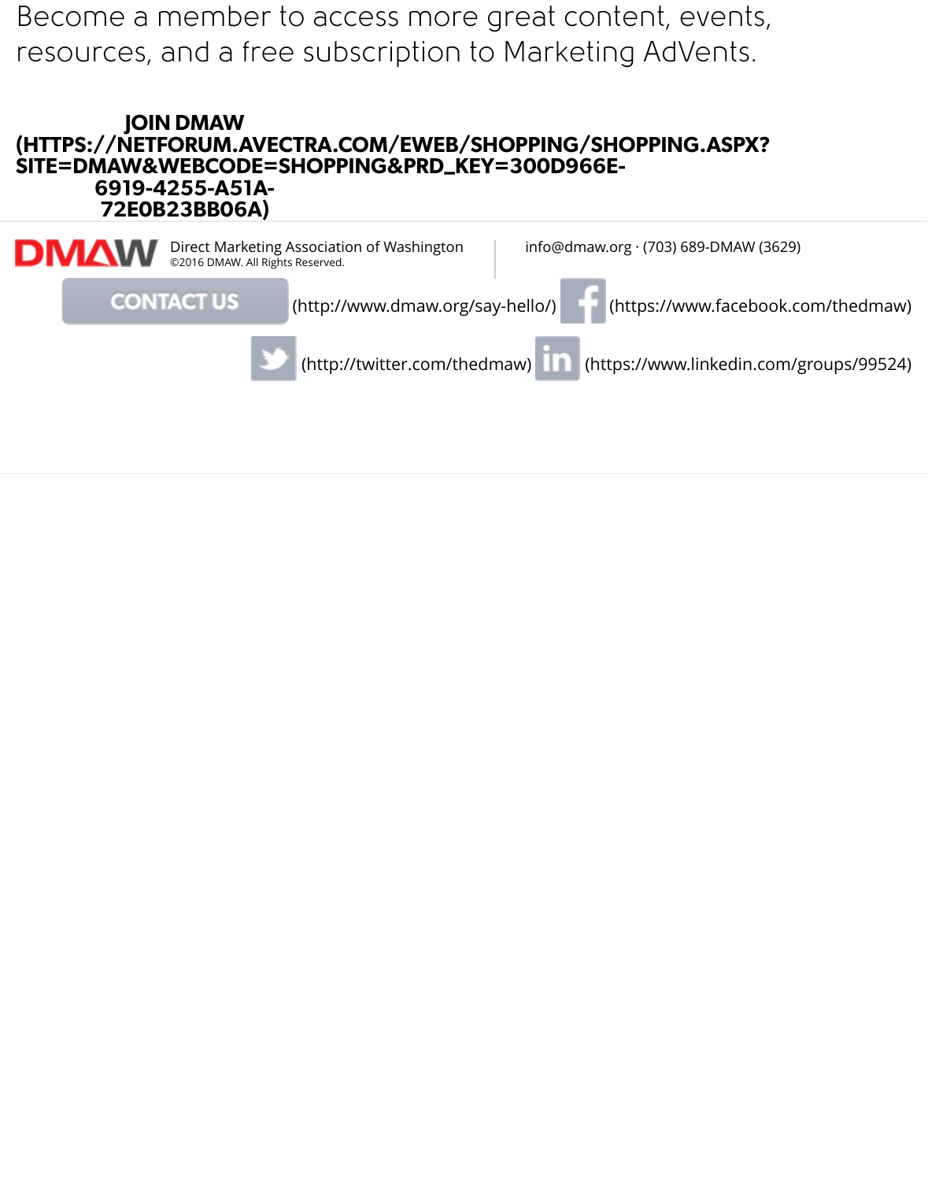Become a member to access more great content, events, resources, and a free subscription to Marketing AdVents.

**JOIN DMAW (HTTPS://NETFORUM.AVECTRA.COM/EWEB/SHOPPING/SHOPPING.ASPX?SITE=DMAW&WEBCODE=SHOPPING&PRD_KEY=300D966E-6919-4255-A51A-72E0B23BB06A)**

DMAW Direct Marketing Association of Washington
©2016 DMAW. All Rights Reserved.

info@dmaw.org · (703) 689-DMAW (3629)

CONTACT US (http://www.dmaw.org/say-hello/) (https://www.facebook.com/thedmaw)

(http://twitter.com/thedmaw) (https://www.linkedin.com/groups/99524)